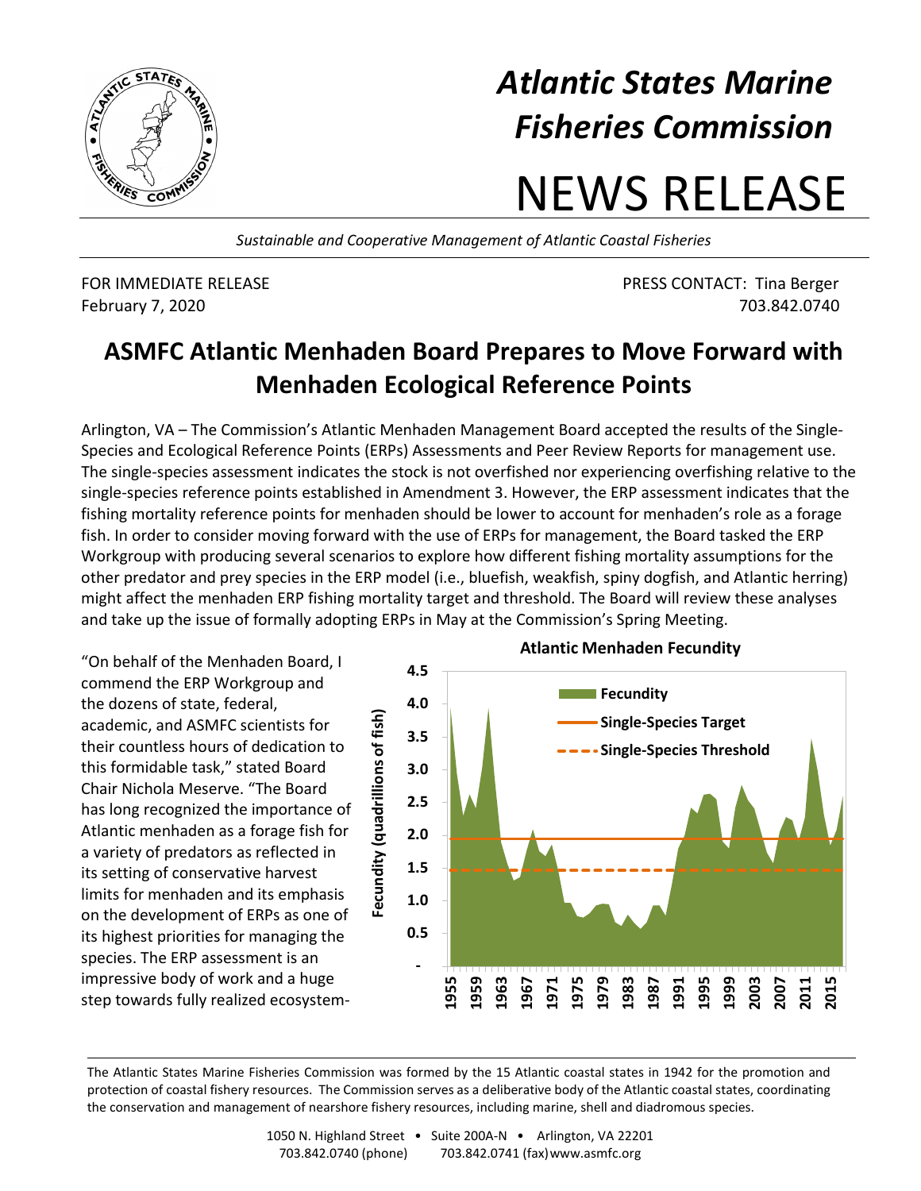# *Atlantic States Marine Fisheries Commission*

# NEWS RELEASE

*Sustainable and Cooperative Management of Atlantic Coastal Fisheries*

FOR IMMEDIATE RELEASE
February 7, 2020

PRESS CONTACT: Tina Berger
703.842.0740

## ASMFC Atlantic Menhaden Board Prepares to Move Forward with Menhaden Ecological Reference Points

Arlington, VA – The Commission's Atlantic Menhaden Management Board accepted the results of the Single-Species and Ecological Reference Points (ERPs) Assessments and Peer Review Reports for management use. The single-species assessment indicates the stock is not overfished nor experiencing overfishing relative to the single-species reference points established in Amendment 3. However, the ERP assessment indicates that the fishing mortality reference points for menhaden should be lower to account for menhaden's role as a forage fish. In order to consider moving forward with the use of ERPs for management, the Board tasked the ERP Workgroup with producing several scenarios to explore how different fishing mortality assumptions for the other predator and prey species in the ERP model (i.e., bluefish, weakfish, spiny dogfish, and Atlantic herring) might affect the menhaden ERP fishing mortality target and threshold. The Board will review these analyses and take up the issue of formally adopting ERPs in May at the Commission's Spring Meeting.

"On behalf of the Menhaden Board, I commend the ERP Workgroup and the dozens of state, federal, academic, and ASMFC scientists for their countless hours of dedication to this formidable task," stated Board Chair Nichola Meserve. "The Board has long recognized the importance of Atlantic menhaden as a forage fish for a variety of predators as reflected in its setting of conservative harvest limits for menhaden and its emphasis on the development of ERPs as one of its highest priorities for managing the species. The ERP assessment is an impressive body of work and a huge step towards fully realized ecosystem-

**Atlantic Menhaden Fecundity**

The Atlantic States Marine Fisheries Commission was formed by the 15 Atlantic coastal states in 1942 for the promotion and protection of coastal fishery resources. The Commission serves as a deliberative body of the Atlantic coastal states, coordinating the conservation and management of nearshore fishery resources, including marine, shell and diadromous species.

1050 N. Highland Street • Suite 200A-N • Arlington, VA 22201
703.842.0740 (phone) 703.842.0741 (fax) www.asmfc.org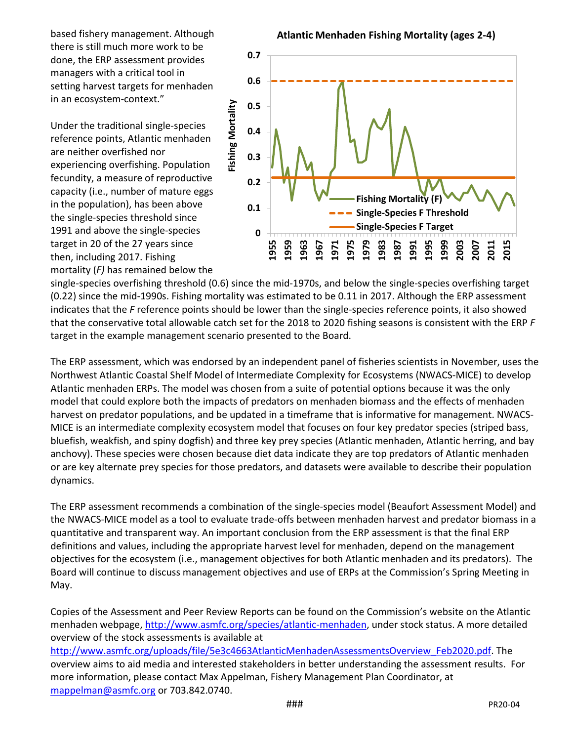based fishery management. Although there is still much more work to be done, the ERP assessment provides managers with a critical tool in setting harvest targets for menhaden in an ecosystem-context."

**Atlantic Menhaden Fishing Mortality (ages 2-4)**

Fishing Mortality

0.7
0.6
0.5
0.4
0.3
0.2
0.1
0

1955 1959 1963 1967 1971 1975 1979 1983 1987 1991 1995 1999 2003 2007 2011 2015

Fishing Mortality (F)
Single-Species F Threshold
Single-Species F Target

Under the traditional single-species reference points, Atlantic menhaden are neither overfished nor experiencing overfishing. Population fecundity, a measure of reproductive capacity (i.e., number of mature eggs in the population), has been above the single-species threshold since 1991 and above the single-species target in 20 of the 27 years since then, including 2017. Fishing mortality (*F*) has remained below the single-species overfishing threshold (0.6) since the mid-1970s, and below the single-species overfishing target (0.22) since the mid-1990s. Fishing mortality was estimated to be 0.11 in 2017. Although the ERP assessment indicates that the *F* reference points should be lower than the single-species reference points, it also showed that the conservative total allowable catch set for the 2018 to 2020 fishing seasons is consistent with the ERP *F* target in the example management scenario presented to the Board.

The ERP assessment, which was endorsed by an independent panel of fisheries scientists in November, uses the Northwest Atlantic Coastal Shelf Model of Intermediate Complexity for Ecosystems (NWACS-MICE) to develop Atlantic menhaden ERPs. The model was chosen from a suite of potential options because it was the only model that could explore both the impacts of predators on menhaden biomass and the effects of menhaden harvest on predator populations, and be updated in a timeframe that is informative for management. NWACS-MICE is an intermediate complexity ecosystem model that focuses on four key predator species (striped bass, bluefish, weakfish, and spiny dogfish) and three key prey species (Atlantic menhaden, Atlantic herring, and bay anchovy). These species were chosen because diet data indicate they are top predators of Atlantic menhaden or are key alternate prey species for those predators, and datasets were available to describe their population dynamics.

The ERP assessment recommends a combination of the single-species model (Beaufort Assessment Model) and the NWACS-MICE model as a tool to evaluate trade-offs between menhaden harvest and predator biomass in a quantitative and transparent way. An important conclusion from the ERP assessment is that the final ERP definitions and values, including the appropriate harvest level for menhaden, depend on the management objectives for the ecosystem (i.e., management objectives for both Atlantic menhaden and its predators). The Board will continue to discuss management objectives and use of ERPs at the Commission's Spring Meeting in May.

Copies of the Assessment and Peer Review Reports can be found on the Commission's website on the Atlantic menhaden webpage, http://www.asmfc.org/species/atlantic-menhaden, under stock status. A more detailed overview of the stock assessments is available at http://www.asmfc.org/uploads/file/5e3c4663AtlanticMenhadenAssessmentsOverview_Feb2020.pdf. The overview aims to aid media and interested stakeholders in better understanding the assessment results. For more information, please contact Max Appelman, Fishery Management Plan Coordinator, at mappelman@asmfc.org or 703.842.0740.

###

PR20-04